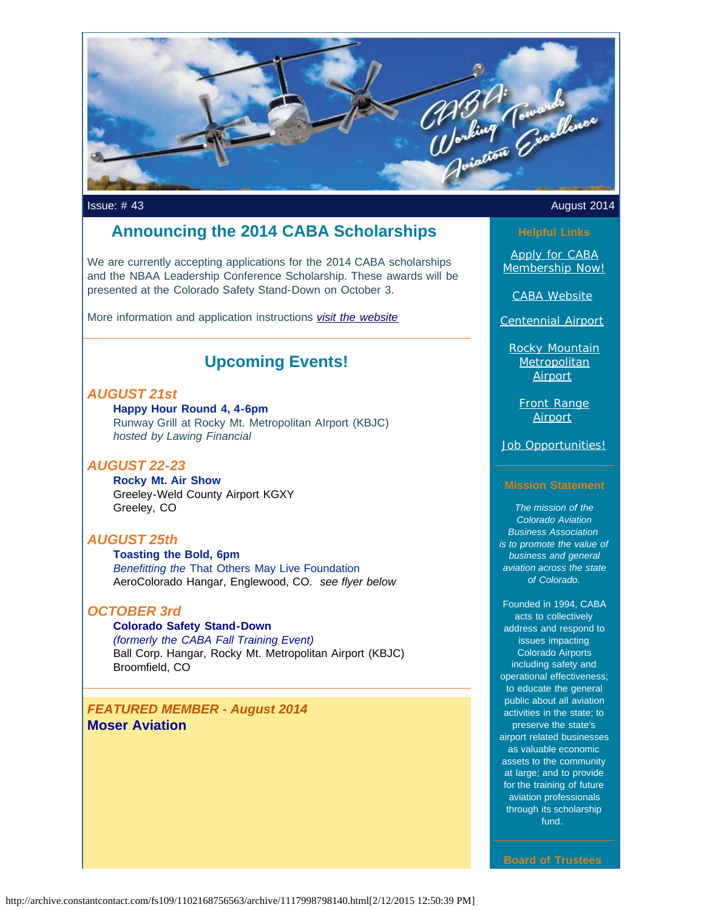Issue: # 43 August 2014

## Announcing the 2014 CABA Scholarships

We are currently accepting applications for the 2014 CABA scholarships and the NBAA Leadership Conference Scholarship. These awards will be presented at the Colorado Safety Stand-Down on October 3.

More information and application instructions *visit the website*

---

## Upcoming Events!

### *AUGUST 21st*

**Happy Hour Round 4, 4-6pm**
Runway Grill at Rocky Mt. Metropolitan AIrport (KBJC)
*hosted by Lawing Financial*

### *AUGUST 22-23*

**Rocky Mt. Air Show**
Greeley-Weld County Airport KGXY
Greeley, CO

### *AUGUST 25th*

**Toasting the Bold, 6pm**
*Benefitting the* That Others May Live Foundation
AeroColorado Hangar, Englewood, CO. *see flyer below*

### *OCTOBER 3rd*

**Colorado Safety Stand-Down**
*(formerly the CABA Fall Training Event)*
Ball Corp. Hangar, Rocky Mt. Metropolitan Airport (KBJC)
Broomfield, CO

---

### *FEATURED MEMBER - August 2014*

**Moser Aviation**

---

### Helpful Links

Apply for CABA Membership Now!

CABA Website

Centennial Airport

Rocky Mountain Metropolitan Airport

Front Range Airport

Job Opportunities!

### Mission Statement

*The mission of the Colorado Aviation Business Association is to promote the value of business and general aviation across the state of Colorado.*

Founded in 1994, CABA acts to collectively address and respond to issues impacting Colorado Airports including safety and operational effectiveness; to educate the general public about all aviation activities in the state; to preserve the state's airport related businesses as valuable economic assets to the community at large; and to provide for the training of future aviation professionals through its scholarship fund.

### Board of Trustees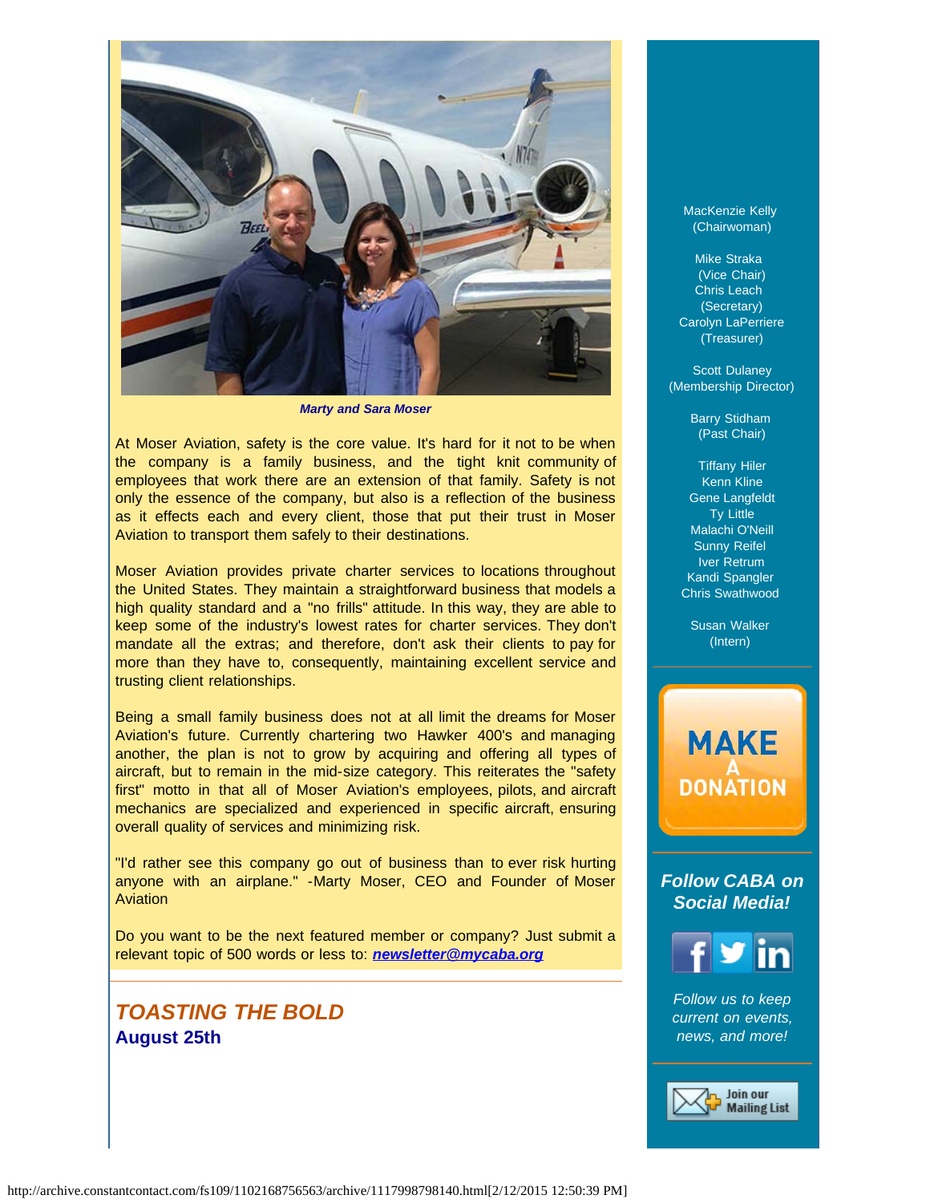*Marty and Sara Moser*

At Moser Aviation, safety is the core value. It's hard for it not to be when the company is a family business, and the tight knit community of employees that work there are an extension of that family. Safety is not only the essence of the company, but also is a reflection of the business as it effects each and every client, those that put their trust in Moser Aviation to transport them safely to their destinations.

Moser Aviation provides private charter services to locations throughout the United States. They maintain a straightforward business that models a high quality standard and a "no frills" attitude. In this way, they are able to keep some of the industry's lowest rates for charter services. They don't mandate all the extras; and therefore, don't ask their clients to pay for more than they have to, consequently, maintaining excellent service and trusting client relationships.

Being a small family business does not at all limit the dreams for Moser Aviation's future. Currently chartering two Hawker 400's and managing another, the plan is not to grow by acquiring and offering all types of aircraft, but to remain in the mid-size category. This reiterates the "safety first" motto in that all of Moser Aviation's employees, pilots, and aircraft mechanics are specialized and experienced in specific aircraft, ensuring overall quality of services and minimizing risk.

"I'd rather see this company go out of business than to ever risk hurting anyone with an airplane." -Marty Moser, CEO and Founder of Moser Aviation

Do you want to be the next featured member or company? Just submit a relevant topic of 500 words or less to: ***newsletter@mycaba.org***

---

## TOASTING THE BOLD

**August 25th**

---

MacKenzie Kelly
(Chairwoman)

Mike Straka
(Vice Chair)
Chris Leach
(Secretary)
Carolyn LaPerriere
(Treasurer)

Scott Dulaney
(Membership Director)

Barry Stidham
(Past Chair)

Tiffany Hiler
Kenn Kline
Gene Langfeldt
Ty Little
Malachi O'Neill
Sunny Reifel
Iver Retrum
Kandi Spangler
Chris Swathwood

Susan Walker
(Intern)

MAKE A DONATION

***Follow CABA on Social Media!***

*Follow us to keep current on events, news, and more!*

Join our Mailing List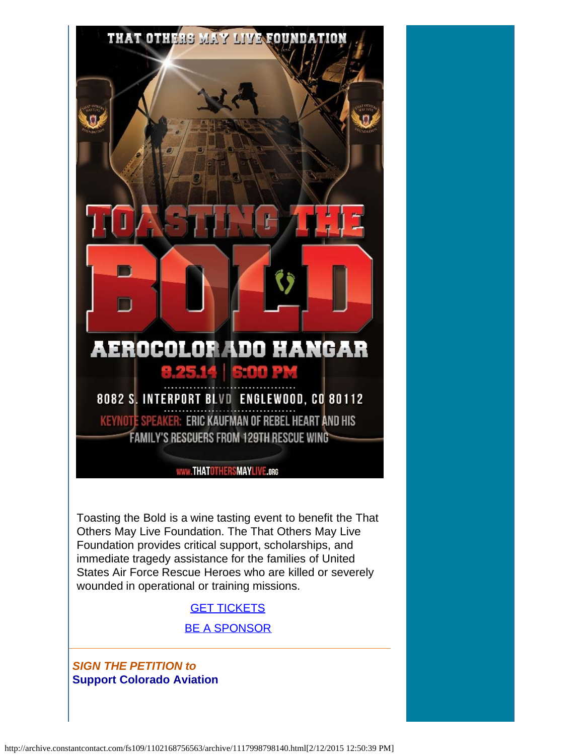THAT OTHERS MAY LIVE FOUNDATION

# TOASTING THE BOLD

AEROCOLORADO HANGAR

8.25.14 | 6:00 PM

8082 S. INTERPORT BLVD ENGLEWOOD, CO 80112

KEYNOTE SPEAKER: ERIC KAUFMAN OF REBEL HEART AND HIS FAMILY'S RESCUERS FROM 129TH RESCUE WING

WWW.THATOTHERSMAYLIVE.ORG

Toasting the Bold is a wine tasting event to benefit the That Others May Live Foundation. The That Others May Live Foundation provides critical support, scholarships, and immediate tragedy assistance for the families of United States Air Force Rescue Heroes who are killed or severely wounded in operational or training missions.

GET TICKETS

BE A SPONSOR

---

***SIGN THE PETITION to***
**Support Colorado Aviation**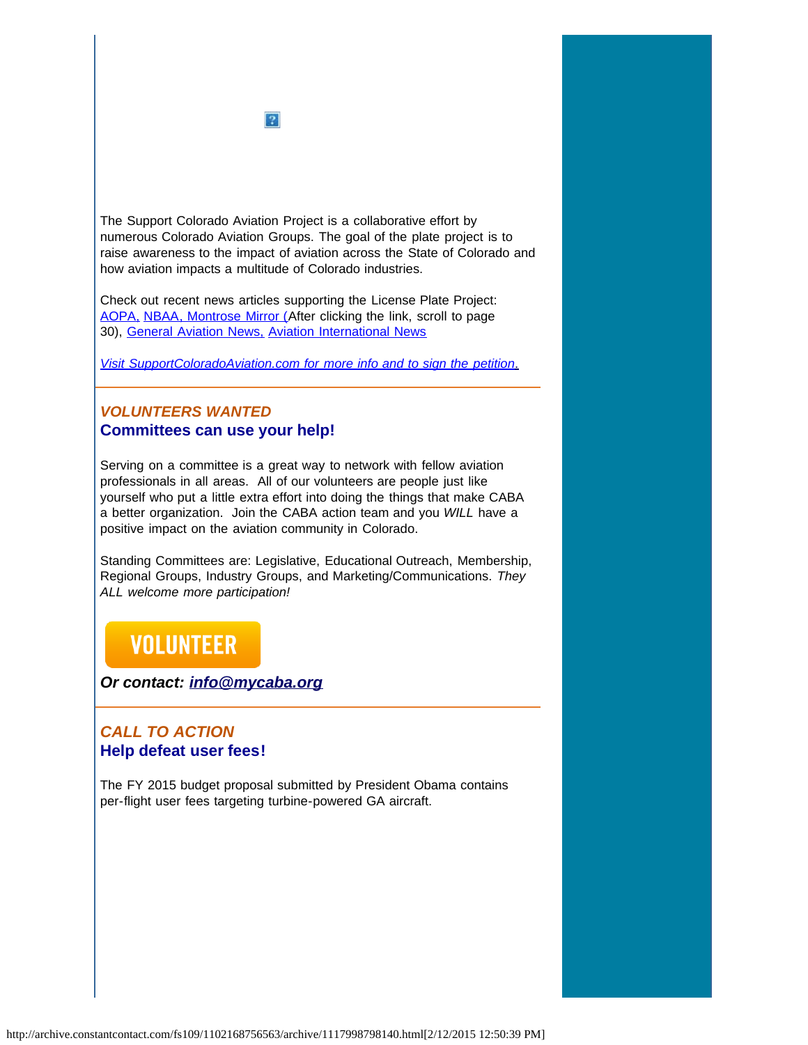The Support Colorado Aviation Project is a collaborative effort by numerous Colorado Aviation Groups. The goal of the plate project is to raise awareness to the impact of aviation across the State of Colorado and how aviation impacts a multitude of Colorado industries.

Check out recent news articles supporting the License Plate Project: AOPA, NBAA, Montrose Mirror (After clicking the link, scroll to page 30), General Aviation News, Aviation International News

*Visit SupportColoradoAviation.com for more info and to sign the petition.*

---

## *VOLUNTEERS WANTED*

### Committees can use your help!

Serving on a committee is a great way to network with fellow aviation professionals in all areas. All of our volunteers are people just like yourself who put a little extra effort into doing the things that make CABA a better organization. Join the CABA action team and you *WILL* have a positive impact on the aviation community in Colorado.

Standing Committees are: Legislative, Educational Outreach, Membership, Regional Groups, Industry Groups, and Marketing/Communications. *They ALL welcome more participation!*

VOLUNTEER

***Or contact: info@mycaba.org***

---

## *CALL TO ACTION*

### Help defeat user fees!

The FY 2015 budget proposal submitted by President Obama contains per-flight user fees targeting turbine-powered GA aircraft.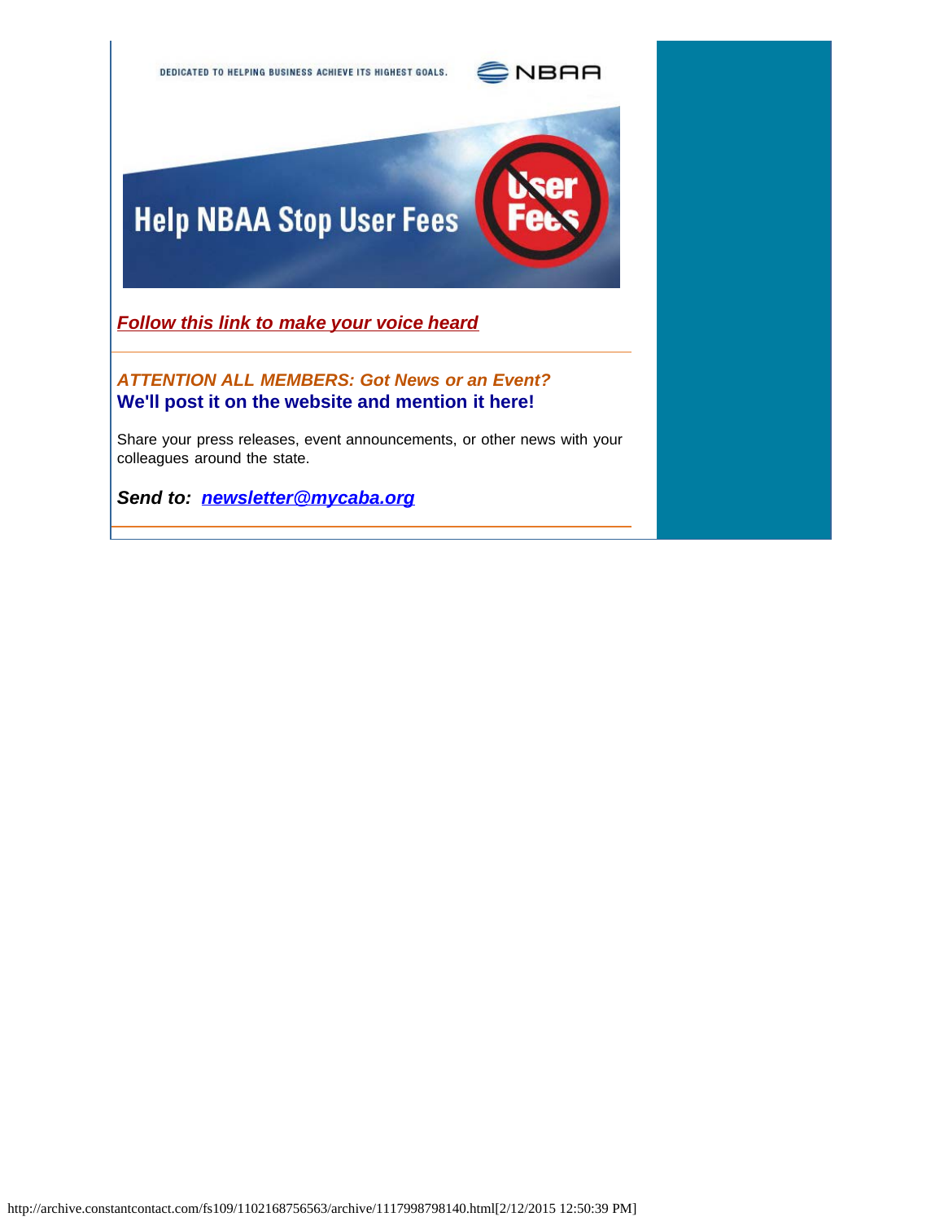DEDICATED TO HELPING BUSINESS ACHIEVE ITS HIGHEST GOALS. NBAA

Help NBAA Stop User Fees

User Fees

***Follow this link to make your voice heard***

---

***ATTENTION ALL MEMBERS: Got News or an Event?***

**We'll post it on the website and mention it here!**

Share your press releases, event announcements, or other news with your colleagues around the state.

***Send to: newsletter@mycaba.org***

---